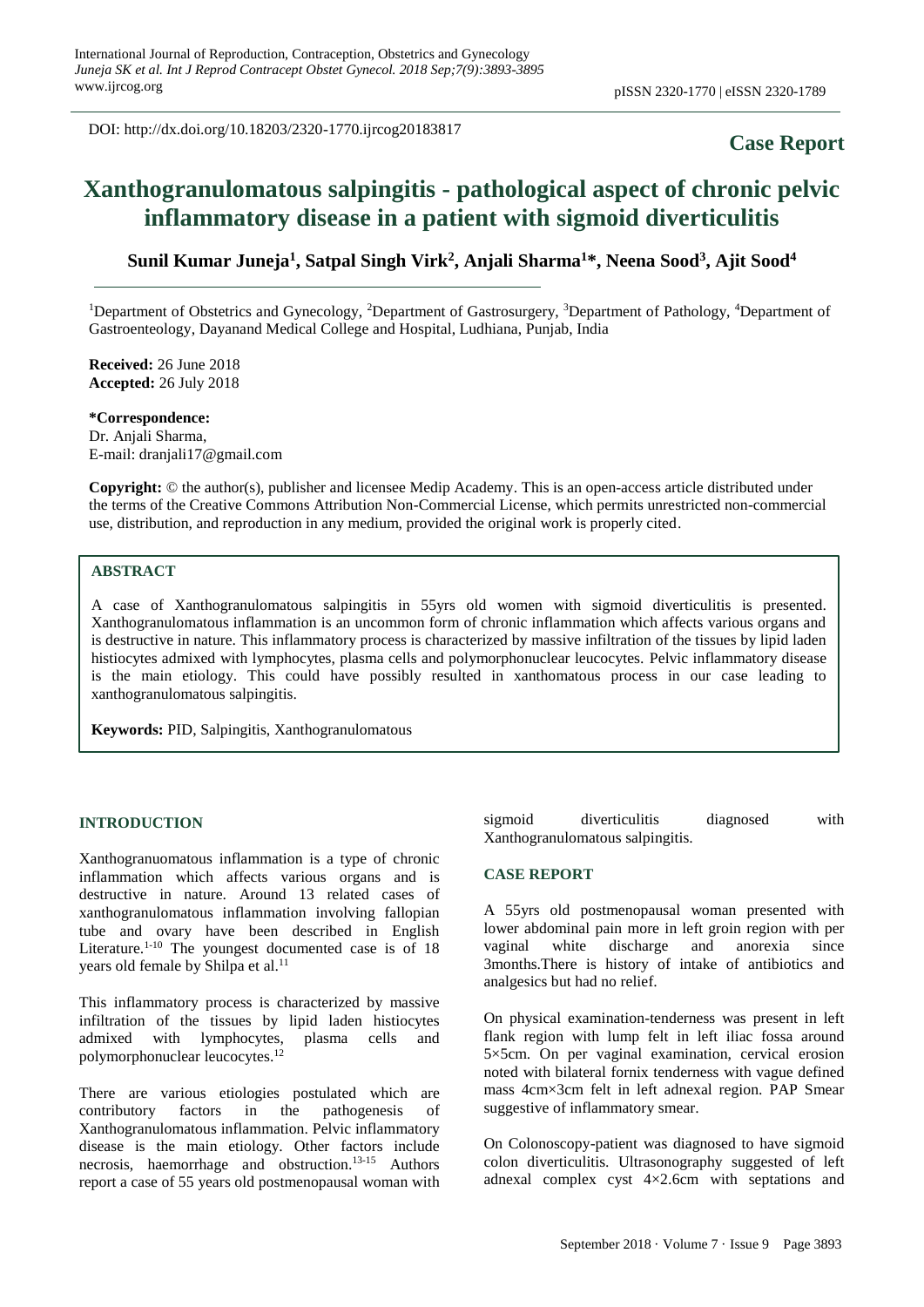DOI: http://dx.doi.org/10.18203/2320-1770.ijrcog20183817

**Case Report**

# Xanthogranulomatous salpingitis - pathological aspect of chronic pelvic inflammatory disease in a patient with sigmoid diverticulitis

**Sunil Kumar Juneja[1], Satpal Singh Virk[2], Anjali Sharma[1]*, Neena Sood[3], Ajit Sood[4]**

[1]Department of Obstetrics and Gynecology, [2]Department of Gastrosurgery, [3]Department of Pathology, [4]Department of Gastroenteology, Dayanand Medical College and Hospital, Ludhiana, Punjab, India

**Received:** 26 June 2018
**Accepted:** 26 July 2018

**\*Correspondence:**
Dr. Anjali Sharma,
E-mail: dranjali17@gmail.com

**Copyright:** © the author(s), publisher and licensee Medip Academy. This is an open-access article distributed under the terms of the Creative Commons Attribution Non-Commercial License, which permits unrestricted non-commercial use, distribution, and reproduction in any medium, provided the original work is properly cited.

## ABSTRACT

A case of Xanthogranulomatous salpingitis in 55yrs old women with sigmoid diverticulitis is presented. Xanthogranulomatous inflammation is an uncommon form of chronic inflammation which affects various organs and is destructive in nature. This inflammatory process is characterized by massive infiltration of the tissues by lipid laden histiocytes admixed with lymphocytes, plasma cells and polymorphonuclear leucocytes. Pelvic inflammatory disease is the main etiology. This could have possibly resulted in xanthomatous process in our case leading to xanthogranulomatous salpingitis.

**Keywords:** PID, Salpingitis, Xanthogranulomatous

## INTRODUCTION

Xanthogranuomatous inflammation is a type of chronic inflammation which affects various organs and is destructive in nature. Around 13 related cases of xanthogranulomatous inflammation involving fallopian tube and ovary have been described in English Literature.[1-10] The youngest documented case is of 18 years old female by Shilpa et al.[11]

This inflammatory process is characterized by massive infiltration of the tissues by lipid laden histiocytes admixed with lymphocytes, plasma cells and polymorphonuclear leucocytes.[12]

There are various etiologies postulated which are contributory factors in the pathogenesis of Xanthogranulomatous inflammation. Pelvic inflammatory disease is the main etiology. Other factors include necrosis, haemorrhage and obstruction.[13-15] Authors report a case of 55 years old postmenopausal woman with sigmoid diverticulitis diagnosed with Xanthogranulomatous salpingitis.

## CASE REPORT

A 55yrs old postmenopausal woman presented with lower abdominal pain more in left groin region with per vaginal white discharge and anorexia since 3months.There is history of intake of antibiotics and analgesics but had no relief.

On physical examination-tenderness was present in left flank region with lump felt in left iliac fossa around 5×5cm. On per vaginal examination, cervical erosion noted with bilateral fornix tenderness with vague defined mass 4cm×3cm felt in left adnexal region. PAP Smear suggestive of inflammatory smear.

On Colonoscopy-patient was diagnosed to have sigmoid colon diverticulitis. Ultrasonography suggested of left adnexal complex cyst 4×2.6cm with septations and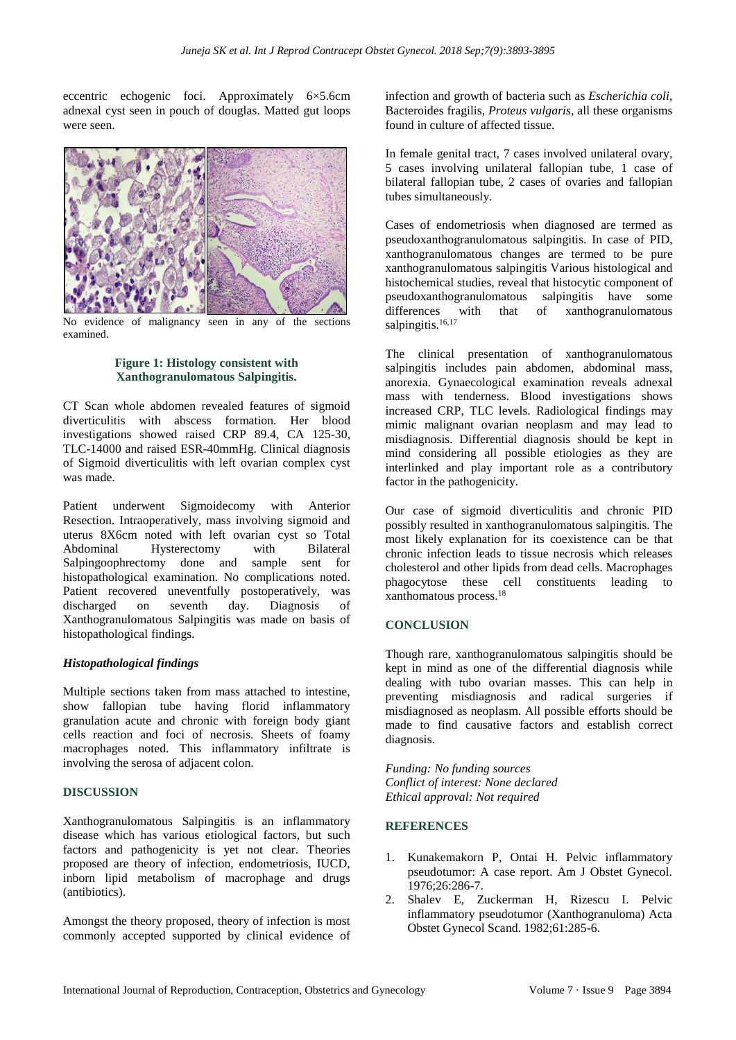eccentric echogenic foci. Approximately 6×5.6cm adnexal cyst seen in pouch of douglas. Matted gut loops were seen.

No evidence of malignancy seen in any of the sections examined.

**Figure 1: Histology consistent with Xanthogranulomatous Salpingitis.**

CT Scan whole abdomen revealed features of sigmoid diverticulitis with abscess formation. Her blood investigations showed raised CRP 89.4, CA 125-30, TLC-14000 and raised ESR-40mmHg. Clinical diagnosis of Sigmoid diverticulitis with left ovarian complex cyst was made.

Patient underwent Sigmoidecomy with Anterior Resection. Intraoperatively, mass involving sigmoid and uterus 8X6cm noted with left ovarian cyst so Total Abdominal Hysterectomy with Bilateral Salpingoophrectomy done and sample sent for histopathological examination. No complications noted. Patient recovered uneventfully postoperatively, was discharged on seventh day. Diagnosis of Xanthogranulomatous Salpingitis was made on basis of histopathological findings.

### *Histopathological findings*

Multiple sections taken from mass attached to intestine, show fallopian tube having florid inflammatory granulation acute and chronic with foreign body giant cells reaction and foci of necrosis. Sheets of foamy macrophages noted. This inflammatory infiltrate is involving the serosa of adjacent colon.

## DISCUSSION

Xanthogranulomatous Salpingitis is an inflammatory disease which has various etiological factors, but such factors and pathogenicity is yet not clear. Theories proposed are theory of infection, endometriosis, IUCD, inborn lipid metabolism of macrophage and drugs (antibiotics).

Amongst the theory proposed, theory of infection is most commonly accepted supported by clinical evidence of infection and growth of bacteria such as *Escherichia coli*, Bacteroides fragilis, *Proteus vulgaris*, all these organisms found in culture of affected tissue.

In female genital tract, 7 cases involved unilateral ovary, 5 cases involving unilateral fallopian tube, 1 case of bilateral fallopian tube, 2 cases of ovaries and fallopian tubes simultaneously.

Cases of endometriosis when diagnosed are termed as pseudoxanthogranulomatous salpingitis. In case of PID, xanthogranulomatous changes are termed to be pure xanthogranulomatous salpingitis Various histological and histochemical studies, reveal that histocytic component of pseudoxanthogranulomatous salpingitis have some differences with that of xanthogranulomatous salpingitis.[16,17]

The clinical presentation of xanthogranulomatous salpingitis includes pain abdomen, abdominal mass, anorexia. Gynaecological examination reveals adnexal mass with tenderness. Blood investigations shows increased CRP, TLC levels. Radiological findings may mimic malignant ovarian neoplasm and may lead to misdiagnosis. Differential diagnosis should be kept in mind considering all possible etiologies as they are interlinked and play important role as a contributory factor in the pathogenicity.

Our case of sigmoid diverticulitis and chronic PID possibly resulted in xanthogranulomatous salpingitis. The most likely explanation for its coexistence can be that chronic infection leads to tissue necrosis which releases cholesterol and other lipids from dead cells. Macrophages phagocytose these cell constituents leading to xanthomatous process.[18]

## CONCLUSION

Though rare, xanthogranulomatous salpingitis should be kept in mind as one of the differential diagnosis while dealing with tubo ovarian masses. This can help in preventing misdiagnosis and radical surgeries if misdiagnosed as neoplasm. All possible efforts should be made to find causative factors and establish correct diagnosis.

*Funding: No funding sources*
*Conflict of interest: None declared*
*Ethical approval: Not required*

## REFERENCES

1. Kunakemakorn P, Ontai H. Pelvic inflammatory pseudotumor: A case report. Am J Obstet Gynecol. 1976;26:286-7.
2. Shalev E, Zuckerman H, Rizescu I. Pelvic inflammatory pseudotumor (Xanthogranuloma) Acta Obstet Gynecol Scand. 1982;61:285-6.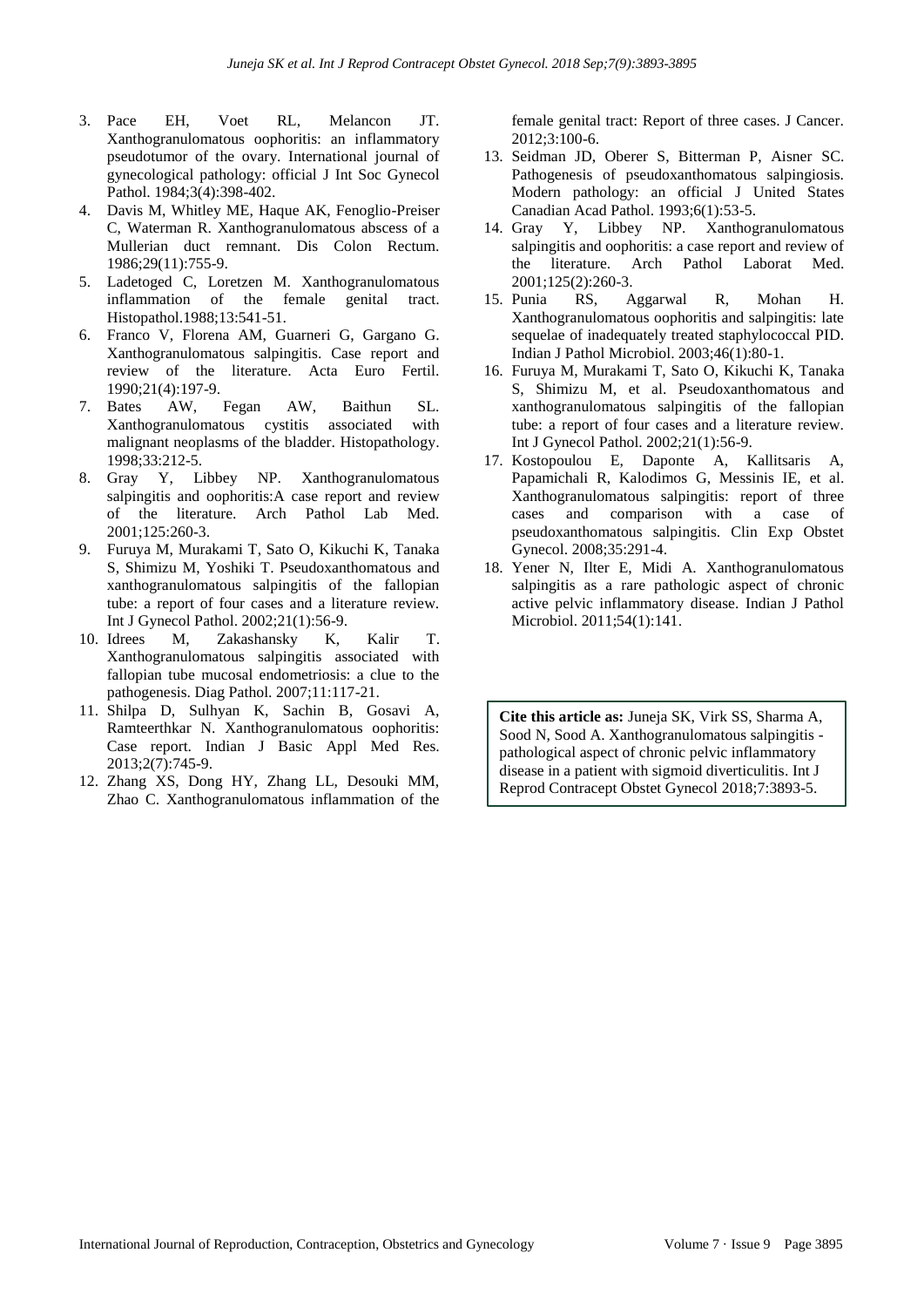3. Pace EH, Voet RL, Melancon JT. Xanthogranulomatous oophoritis: an inflammatory pseudotumor of the ovary. International journal of gynecological pathology: official J Int Soc Gynecol Pathol. 1984;3(4):398-402.
4. Davis M, Whitley ME, Haque AK, Fenoglio-Preiser C, Waterman R. Xanthogranulomatous abscess of a Mullerian duct remnant. Dis Colon Rectum. 1986;29(11):755-9.
5. Ladetoged C, Loretzen M. Xanthogranulomatous inflammation of the female genital tract. Histopathol.1988;13:541-51.
6. Franco V, Florena AM, Guarneri G, Gargano G. Xanthogranulomatous salpingitis. Case report and review of the literature. Acta Euro Fertil. 1990;21(4):197-9.
7. Bates AW, Fegan AW, Baithun SL. Xanthogranulomatous cystitis associated with malignant neoplasms of the bladder. Histopathology. 1998;33:212-5.
8. Gray Y, Libbey NP. Xanthogranulomatous salpingitis and oophoritis:A case report and review of the literature. Arch Pathol Lab Med. 2001;125:260-3.
9. Furuya M, Murakami T, Sato O, Kikuchi K, Tanaka S, Shimizu M, Yoshiki T. Pseudoxanthomatous and xanthogranulomatous salpingitis of the fallopian tube: a report of four cases and a literature review. Int J Gynecol Pathol. 2002;21(1):56-9.
10. Idrees M, Zakashansky K, Kalir T. Xanthogranulomatous salpingitis associated with fallopian tube mucosal endometriosis: a clue to the pathogenesis. Diag Pathol. 2007;11:117-21.
11. Shilpa D, Sulhyan K, Sachin B, Gosavi A, Ramteerthkar N. Xanthogranulomatous oophoritis: Case report. Indian J Basic Appl Med Res. 2013;2(7):745-9.
12. Zhang XS, Dong HY, Zhang LL, Desouki MM, Zhao C. Xanthogranulomatous inflammation of the female genital tract: Report of three cases. J Cancer. 2012;3:100-6.
13. Seidman JD, Oberer S, Bitterman P, Aisner SC. Pathogenesis of pseudoxanthomatous salpingiosis. Modern pathology: an official J United States Canadian Acad Pathol. 1993;6(1):53-5.
14. Gray Y, Libbey NP. Xanthogranulomatous salpingitis and oophoritis: a case report and review of the literature. Arch Pathol Laborat Med. 2001;125(2):260-3.
15. Punia RS, Aggarwal R, Mohan H. Xanthogranulomatous oophoritis and salpingitis: late sequelae of inadequately treated staphylococcal PID. Indian J Pathol Microbiol. 2003;46(1):80-1.
16. Furuya M, Murakami T, Sato O, Kikuchi K, Tanaka S, Shimizu M, et al. Pseudoxanthomatous and xanthogranulomatous salpingitis of the fallopian tube: a report of four cases and a literature review. Int J Gynecol Pathol. 2002;21(1):56-9.
17. Kostopoulou E, Daponte A, Kallitsaris A, Papamichali R, Kalodimos G, Messinis IE, et al. Xanthogranulomatous salpingitis: report of three cases and comparison with a case of pseudoxanthomatous salpingitis. Clin Exp Obstet Gynecol. 2008;35:291-4.
18. Yener N, Ilter E, Midi A. Xanthogranulomatous salpingitis as a rare pathologic aspect of chronic active pelvic inflammatory disease. Indian J Pathol Microbiol. 2011;54(1):141.

**Cite this article as:** Juneja SK, Virk SS, Sharma A, Sood N, Sood A. Xanthogranulomatous salpingitis - pathological aspect of chronic pelvic inflammatory disease in a patient with sigmoid diverticulitis. Int J Reprod Contracept Obstet Gynecol 2018;7:3893-5.